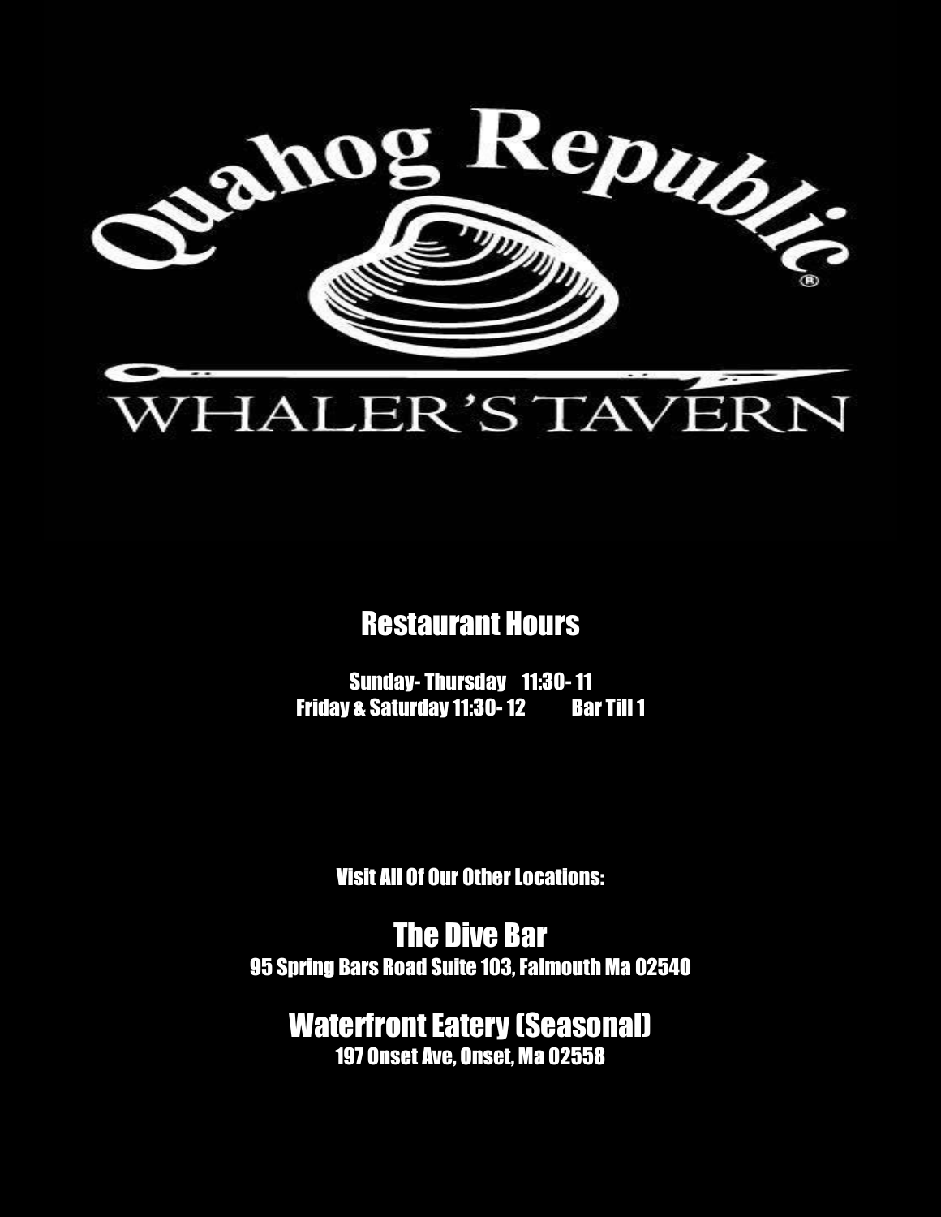# Quahog Republic

## WHALER'S TAVERN

## Restaurant Hours

Sunday- Thursday 11:30- 11
Friday & Saturday 11:30- 12 Bar Till 1

Visit All Of Our Other Locations:

## The Dive Bar

95 Spring Bars Road Suite 103, Falmouth Ma 02540

## Waterfront Eatery (Seasonal)

197 Onset Ave, Onset, Ma 02558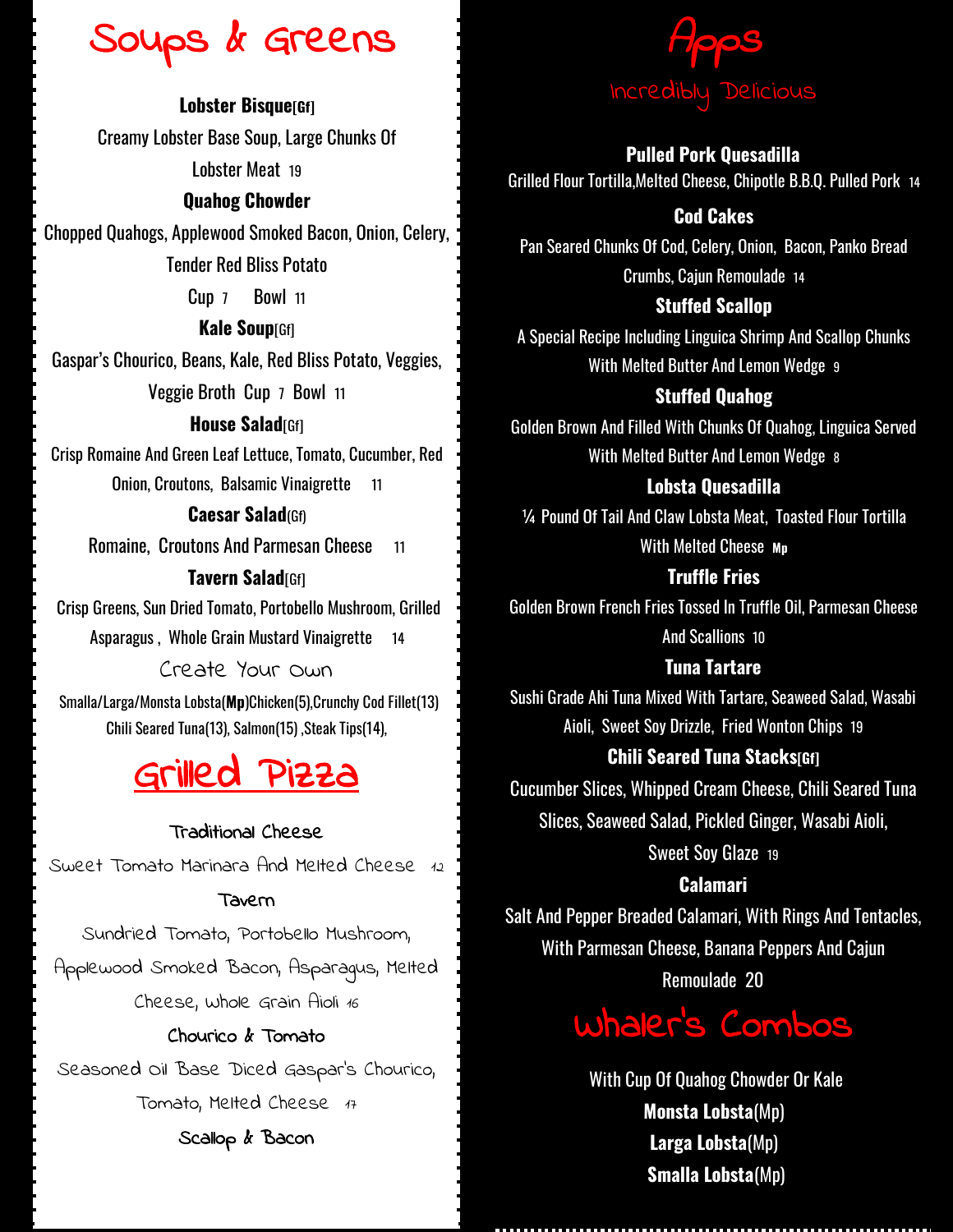# Soups & Greens

**Lobster Bisque**[Gf]

Creamy Lobster Base Soup, Large Chunks Of Lobster Meat 19

**Quahog Chowder**

Chopped Quahogs, Applewood Smoked Bacon, Onion, Celery, Tender Red Bliss Potato

Cup 7 Bowl 11

**Kale Soup**[Gf]

Gaspar's Chourico, Beans, Kale, Red Bliss Potato, Veggies, Veggie Broth Cup 7 Bowl 11

**House Salad**[Gf]

Crisp Romaine And Green Leaf Lettuce, Tomato, Cucumber, Red Onion, Croutons, Balsamic Vinaigrette 11

**Caesar Salad**(Gf)

Romaine, Croutons And Parmesan Cheese 11

**Tavern Salad**[Gf]

Crisp Greens, Sun Dried Tomato, Portobello Mushroom, Grilled Asparagus , Whole Grain Mustard Vinaigrette 14

### Create Your Own

Smalla/Larga/Monsta Lobsta(**Mp**)Chicken(5),Crunchy Cod Fillet(13) Chili Seared Tuna(13), Salmon(15) ,Steak Tips(14),

# Grilled Pizza

**Traditional Cheese**

Sweet Tomato Marinara And Melted Cheese 12

**Tavern**

Sundried Tomato, Portobello Mushroom, Applewood Smoked Bacon, Asparagus, Melted Cheese, whole Grain Aioli 16

**Chourico & Tomato**

Seasoned oil Base Diced Gaspar's Chourico, Tomato, Melted Cheese 17

**Scallop & Bacon**

# Apps

## Incredibly Delicious

**Pulled Pork Quesadilla**

Grilled Flour Tortilla,Melted Cheese, Chipotle B.B.Q. Pulled Pork 14

**Cod Cakes**

Pan Seared Chunks Of Cod, Celery, Onion, Bacon, Panko Bread Crumbs, Cajun Remoulade 14

**Stuffed Scallop**

A Special Recipe Including Linguica Shrimp And Scallop Chunks With Melted Butter And Lemon Wedge 9

**Stuffed Quahog**

Golden Brown And Filled With Chunks Of Quahog, Linguica Served With Melted Butter And Lemon Wedge 8

**Lobsta Quesadilla**

¼ Pound Of Tail And Claw Lobsta Meat, Toasted Flour Tortilla With Melted Cheese **Mp**

**Truffle Fries**

Golden Brown French Fries Tossed In Truffle Oil, Parmesan Cheese And Scallions 10

**Tuna Tartare**

Sushi Grade Ahi Tuna Mixed With Tartare, Seaweed Salad, Wasabi Aioli, Sweet Soy Drizzle, Fried Wonton Chips 19

**Chili Seared Tuna Stacks**[Gf]

Cucumber Slices, Whipped Cream Cheese, Chili Seared Tuna Slices, Seaweed Salad, Pickled Ginger, Wasabi Aioli, Sweet Soy Glaze 19

**Calamari**

Salt And Pepper Breaded Calamari, With Rings And Tentacles, With Parmesan Cheese, Banana Peppers And Cajun Remoulade 20

# Whaler's Combos

With Cup Of Quahog Chowder Or Kale

**Monsta Lobsta**(Mp)

**Larga Lobsta**(Mp)

**Smalla Lobsta**(Mp)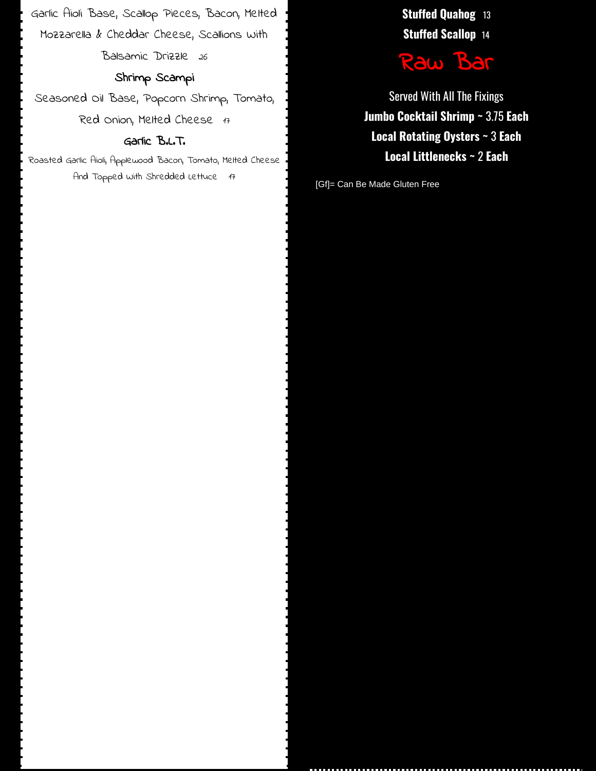Garlic Aioli Base, Scallop Pieces, Bacon, Melted Mozzarella & Cheddar Cheese, Scallions with Balsamic Drizzle 26

### Shrimp Scampi

Seasoned Oil Base, Popcorn Shrimp, Tomato, Red Onion, Melted Cheese 17

### Garlic B.L.T.

Roasted Garlic Aioli, Applewood Bacon, Tomato, Melted Cheese And Topped with Shredded Lettuce 17

**Stuffed Quahog** 13

**Stuffed Scallop** 14

## Raw Bar

Served With All The Fixings

**Jumbo Cocktail Shrimp** ~ 3.75 **Each**

**Local Rotating Oysters** ~ 3 **Each**

**Local Littlenecks** ~ 2 **Each**

[Gf]= Can Be Made Gluten Free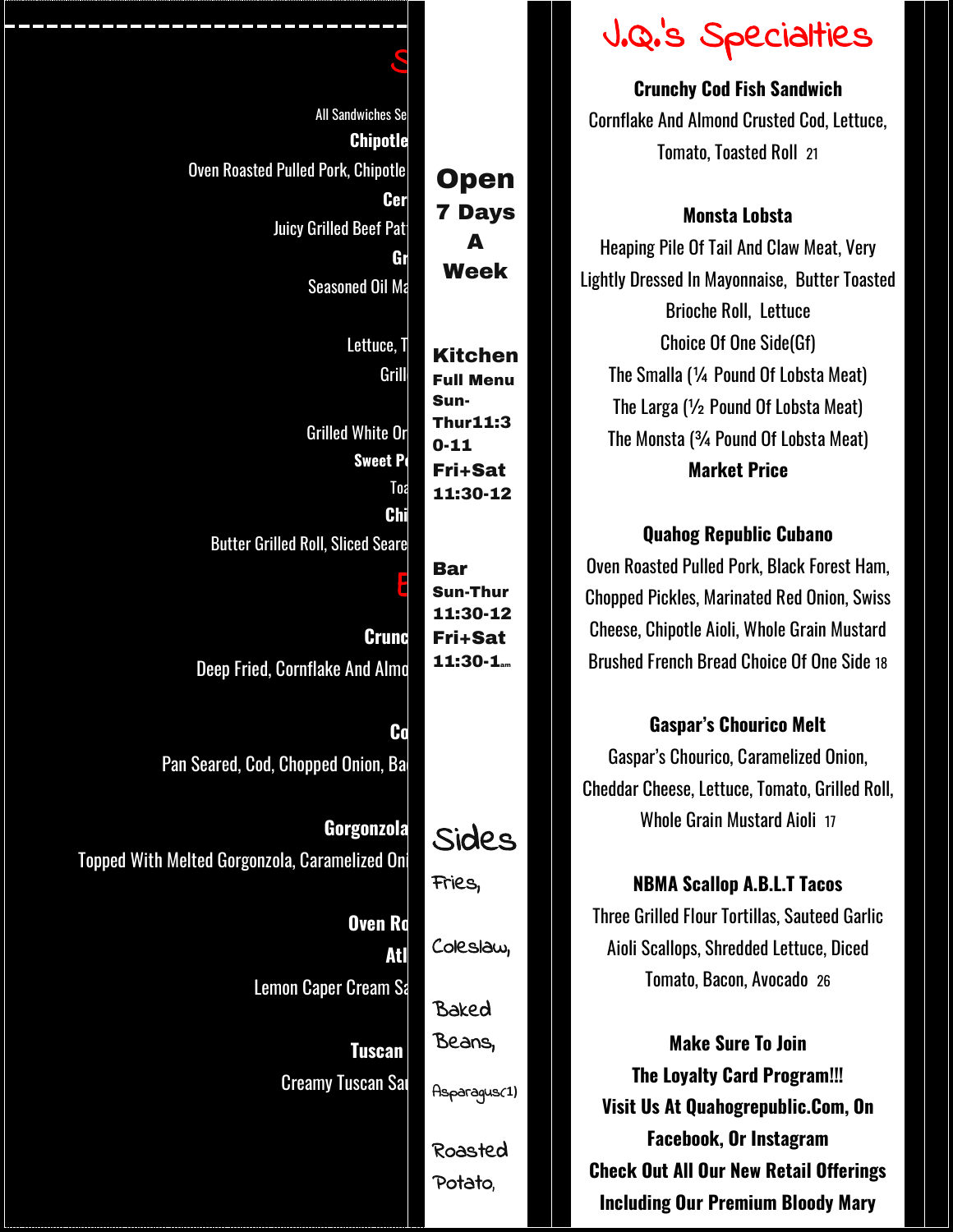S

All Sandwiches Se

**Chipotle**

Oven Roasted Pulled Pork, Chipotle

**Cer**

Juicy Grilled Beef Pat

**Gr**

Seasoned Oil Ma

Lettuce, T

Grill

Grilled White Or

**Sweet P**

Toa

**Chi**

Butter Grilled Roll, Sliced Seare

E

**Crunc**

Deep Fried, Cornflake And Almo

**Co**

Pan Seared, Cod, Chopped Onion, Ba

**Gorgonzola**

Topped With Melted Gorgonzola, Caramelized Oni

**Oven Ro**

**Atl**

Lemon Caper Cream Sa

**Tuscan**

Creamy Tuscan Sa

**Open**
**7 Days A Week**

**Kitchen**
**Full Menu**
**Sun-Thur 11:30-11**
**Fri+Sat 11:30-12**

**Bar**
**Sun-Thur 11:30-12**
**Fri+Sat 11:30-1am**

## Sides

Fries,

Coleslaw,

Baked Beans,

Asparagus(1)

Roasted Potato,

# J.Q.'s Specialties

**Crunchy Cod Fish Sandwich**
Cornflake And Almond Crusted Cod, Lettuce, Tomato, Toasted Roll 21

**Monsta Lobsta**
Heaping Pile Of Tail And Claw Meat, Very Lightly Dressed In Mayonnaise, Butter Toasted Brioche Roll, Lettuce
Choice Of One Side(Gf)
The Smalla (¼ Pound Of Lobsta Meat)
The Larga (½ Pound Of Lobsta Meat)
The Monsta (¾ Pound Of Lobsta Meat)
**Market Price**

**Quahog Republic Cubano**
Oven Roasted Pulled Pork, Black Forest Ham, Chopped Pickles, Marinated Red Onion, Swiss Cheese, Chipotle Aioli, Whole Grain Mustard Brushed French Bread Choice Of One Side 18

**Gaspar's Chourico Melt**
Gaspar's Chourico, Caramelized Onion, Cheddar Cheese, Lettuce, Tomato, Grilled Roll, Whole Grain Mustard Aioli 17

**NBMA Scallop A.B.L.T Tacos**
Three Grilled Flour Tortillas, Sauteed Garlic Aioli Scallops, Shredded Lettuce, Diced Tomato, Bacon, Avocado 26

**Make Sure To Join The Loyalty Card Program!!!**
**Visit Us At Quahogrepublic.Com, On Facebook, Or Instagram**
**Check Out All Our New Retail Offerings Including Our Premium Bloody Mary**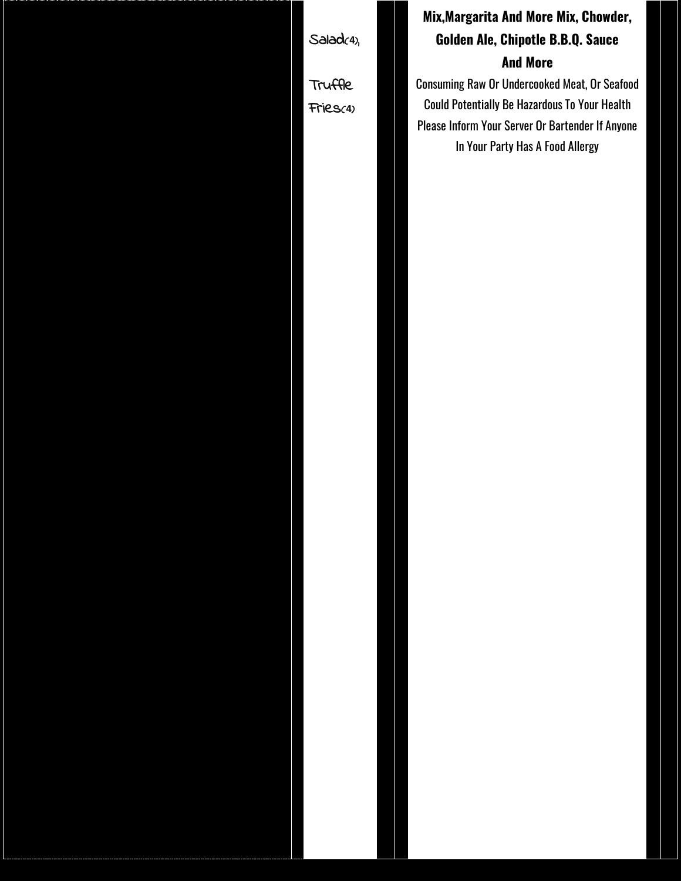Salad(4),

Truffle Fries(4)

**Mix,Margarita And More Mix, Chowder, Golden Ale, Chipotle B.B.Q. Sauce And More**

Consuming Raw Or Undercooked Meat, Or Seafood Could Potentially Be Hazardous To Your Health

Please Inform Your Server Or Bartender If Anyone In Your Party Has A Food Allergy